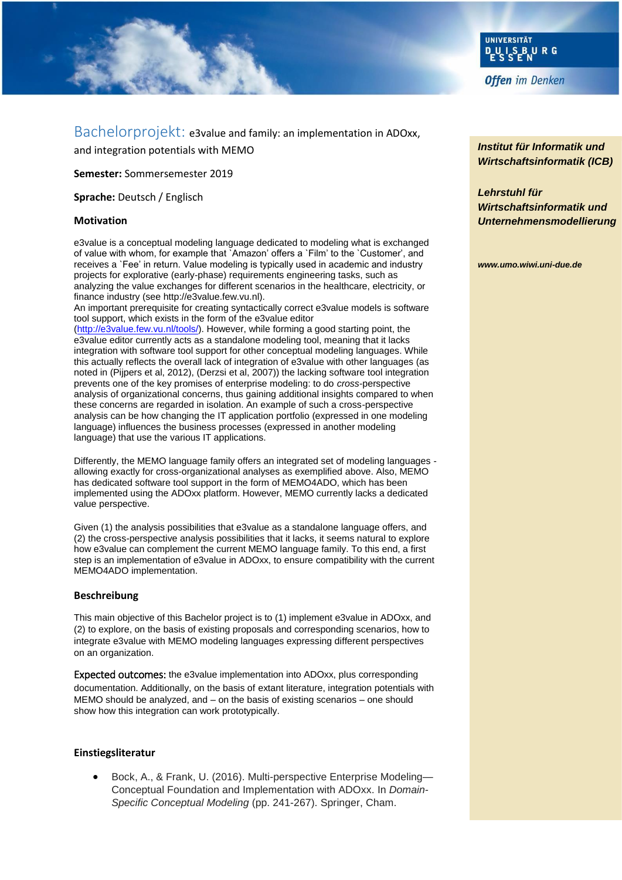Universität Duisburg Essen

*Offen im Denken*

**Institut für Informatik und Wirtschaftsinformatik (ICB)**

**Lehrstuhl für Wirtschaftsinformatik und Unternehmensmodellierung**

**www.umo.wiwi.uni-due.de**

# Bachelorprojekt: e3value and family: an implementation in ADOxx, and integration potentials with MEMO

**Semester:** Sommersemester 2019

**Sprache:** Deutsch / Englisch

## Motivation

e3value is a conceptual modeling language dedicated to modeling what is exchanged of value with whom, for example that `Amazon' offers a `Film' to the `Customer', and receives a `Fee' in return. Value modeling is typically used in academic and industry projects for explorative (early-phase) requirements engineering tasks, such as analyzing the value exchanges for different scenarios in the healthcare, electricity, or finance industry (see http://e3value.few.vu.nl).
An important prerequisite for creating syntactically correct e3value models is software tool support, which exists in the form of the e3value editor (http://e3value.few.vu.nl/tools/). However, while forming a good starting point, the e3value editor currently acts as a standalone modeling tool, meaning that it lacks integration with software tool support for other conceptual modeling languages. While this actually reflects the overall lack of integration of e3value with other languages (as noted in (Pijpers et al, 2012), (Derzsi et al, 2007)) the lacking software tool integration prevents one of the key promises of enterprise modeling: to do *cross*-perspective analysis of organizational concerns, thus gaining additional insights compared to when these concerns are regarded in isolation. An example of such a cross-perspective analysis can be how changing the IT application portfolio (expressed in one modeling language) influences the business processes (expressed in another modeling language) that use the various IT applications.

Differently, the MEMO language family offers an integrated set of modeling languages - allowing exactly for cross-organizational analyses as exemplified above. Also, MEMO has dedicated software tool support in the form of MEMO4ADO, which has been implemented using the ADOxx platform. However, MEMO currently lacks a dedicated value perspective.

Given (1) the analysis possibilities that e3value as a standalone language offers, and (2) the cross-perspective analysis possibilities that it lacks, it seems natural to explore how e3value can complement the current MEMO language family. To this end, a first step is an implementation of e3value in ADOxx, to ensure compatibility with the current MEMO4ADO implementation.

## Beschreibung

This main objective of this Bachelor project is to (1) implement e3value in ADOxx, and (2) to explore, on the basis of existing proposals and corresponding scenarios, how to integrate e3value with MEMO modeling languages expressing different perspectives on an organization.

Expected outcomes: the e3value implementation into ADOxx, plus corresponding documentation. Additionally, on the basis of extant literature, integration potentials with MEMO should be analyzed, and – on the basis of existing scenarios – one should show how this integration can work prototypically.

## Einstiegsliteratur

- Bock, A., & Frank, U. (2016). Multi-perspective Enterprise Modeling—Conceptual Foundation and Implementation with ADOxx. In *Domain-Specific Conceptual Modeling* (pp. 241-267). Springer, Cham.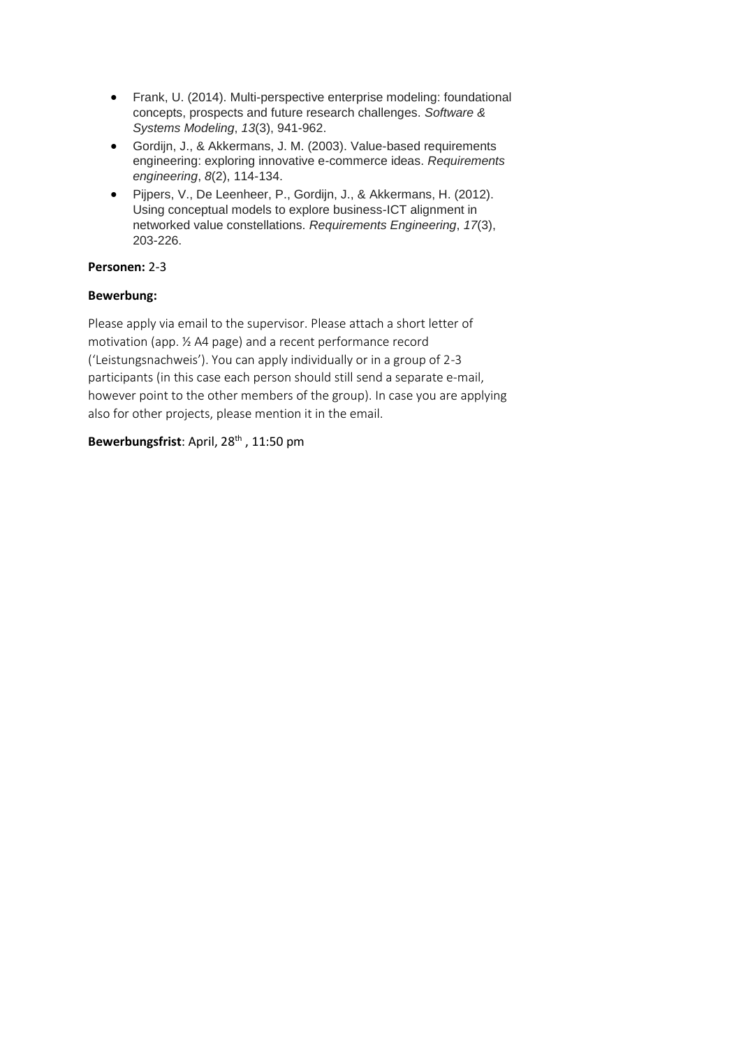- Frank, U. (2014). Multi-perspective enterprise modeling: foundational concepts, prospects and future research challenges. *Software & Systems Modeling*, *13*(3), 941-962.
- Gordijn, J., & Akkermans, J. M. (2003). Value-based requirements engineering: exploring innovative e-commerce ideas. *Requirements engineering*, *8*(2), 114-134.
- Pijpers, V., De Leenheer, P., Gordijn, J., & Akkermans, H. (2012). Using conceptual models to explore business-ICT alignment in networked value constellations. *Requirements Engineering*, *17*(3), 203-226.

**Personen:** 2-3

**Bewerbung:**

Please apply via email to the supervisor. Please attach a short letter of motivation (app. ½ A4 page) and a recent performance record ('Leistungsnachweis'). You can apply individually or in a group of 2-3 participants (in this case each person should still send a separate e-mail, however point to the other members of the group). In case you are applying also for other projects, please mention it in the email.

**Bewerbungsfrist**: April, 28th , 11:50 pm